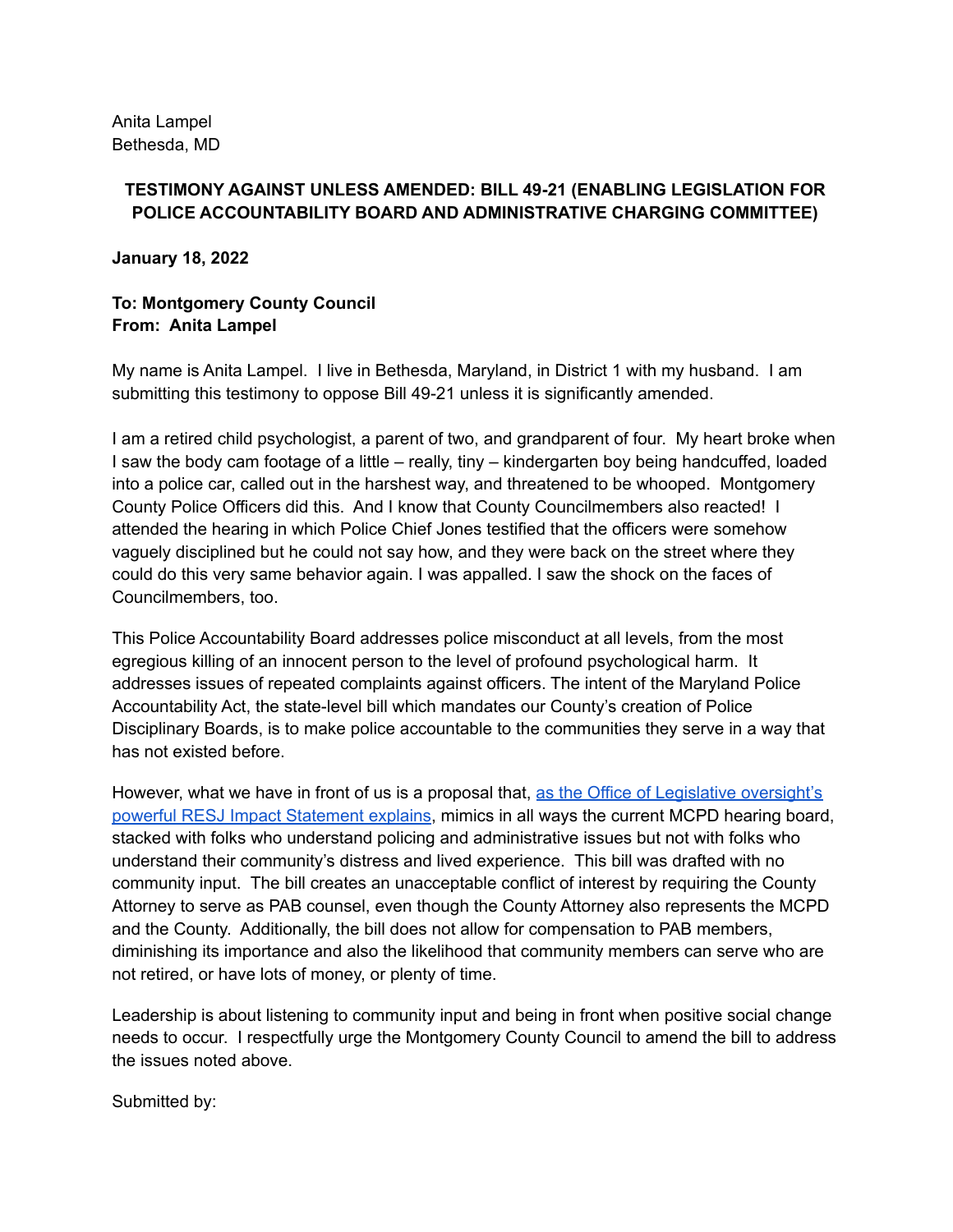Anita Lampel
Bethesda, MD

**TESTIMONY AGAINST UNLESS AMENDED: BILL 49-21 (ENABLING LEGISLATION FOR POLICE ACCOUNTABILITY BOARD AND ADMINISTRATIVE CHARGING COMMITTEE)**

**January 18, 2022**

**To: Montgomery County Council**
**From: Anita Lampel**

My name is Anita Lampel. I live in Bethesda, Maryland, in District 1 with my husband. I am submitting this testimony to oppose Bill 49-21 unless it is significantly amended.

I am a retired child psychologist, a parent of two, and grandparent of four. My heart broke when I saw the body cam footage of a little – really, tiny – kindergarten boy being handcuffed, loaded into a police car, called out in the harshest way, and threatened to be whooped. Montgomery County Police Officers did this. And I know that County Councilmembers also reacted! I attended the hearing in which Police Chief Jones testified that the officers were somehow vaguely disciplined but he could not say how, and they were back on the street where they could do this very same behavior again. I was appalled. I saw the shock on the faces of Councilmembers, too.

This Police Accountability Board addresses police misconduct at all levels, from the most egregious killing of an innocent person to the level of profound psychological harm. It addresses issues of repeated complaints against officers. The intent of the Maryland Police Accountability Act, the state-level bill which mandates our County's creation of Police Disciplinary Boards, is to make police accountable to the communities they serve in a way that has not existed before.

However, what we have in front of us is a proposal that, as the Office of Legislative oversight's powerful RESJ Impact Statement explains, mimics in all ways the current MCPD hearing board, stacked with folks who understand policing and administrative issues but not with folks who understand their community's distress and lived experience. This bill was drafted with no community input. The bill creates an unacceptable conflict of interest by requiring the County Attorney to serve as PAB counsel, even though the County Attorney also represents the MCPD and the County. Additionally, the bill does not allow for compensation to PAB members, diminishing its importance and also the likelihood that community members can serve who are not retired, or have lots of money, or plenty of time.

Leadership is about listening to community input and being in front when positive social change needs to occur. I respectfully urge the Montgomery County Council to amend the bill to address the issues noted above.

Submitted by: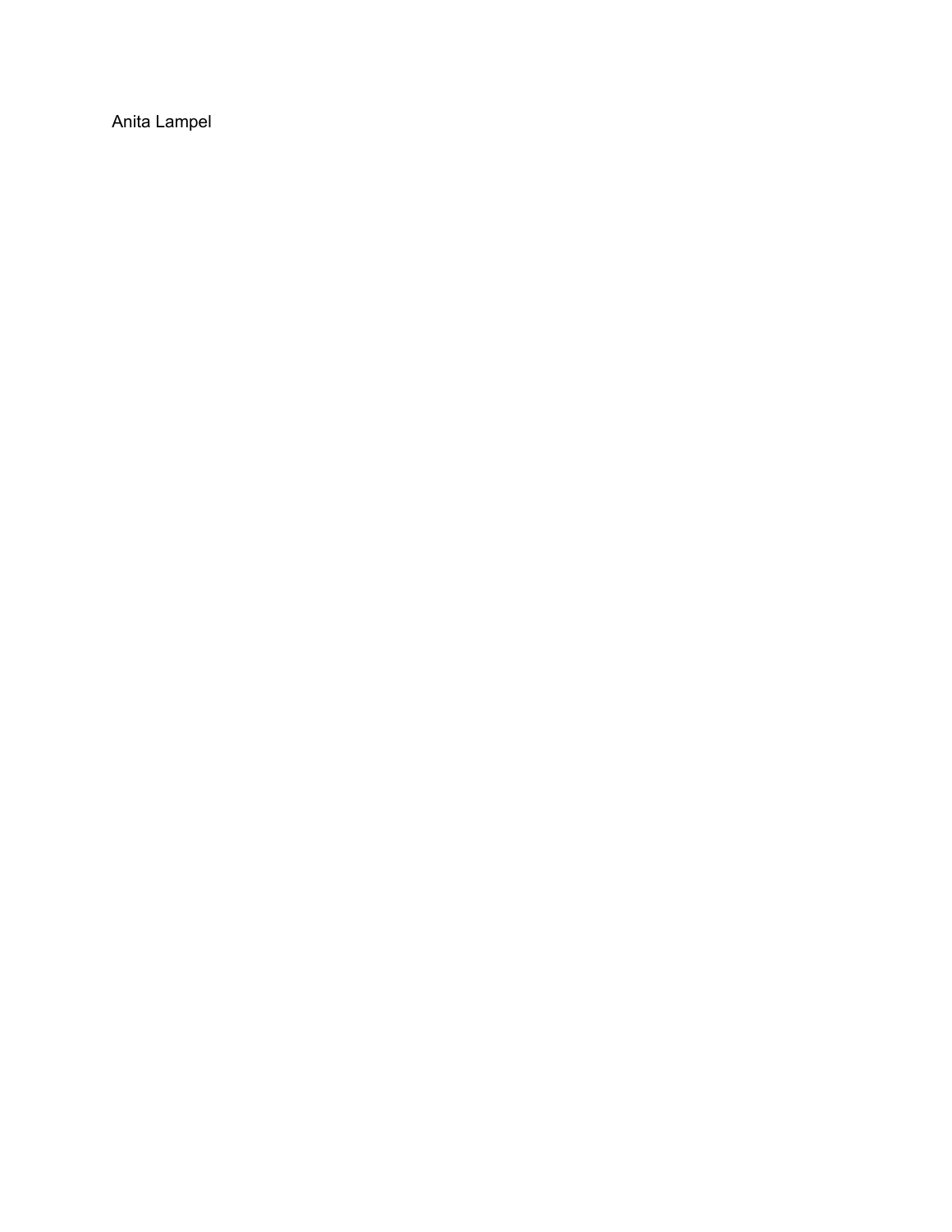Anita Lampel